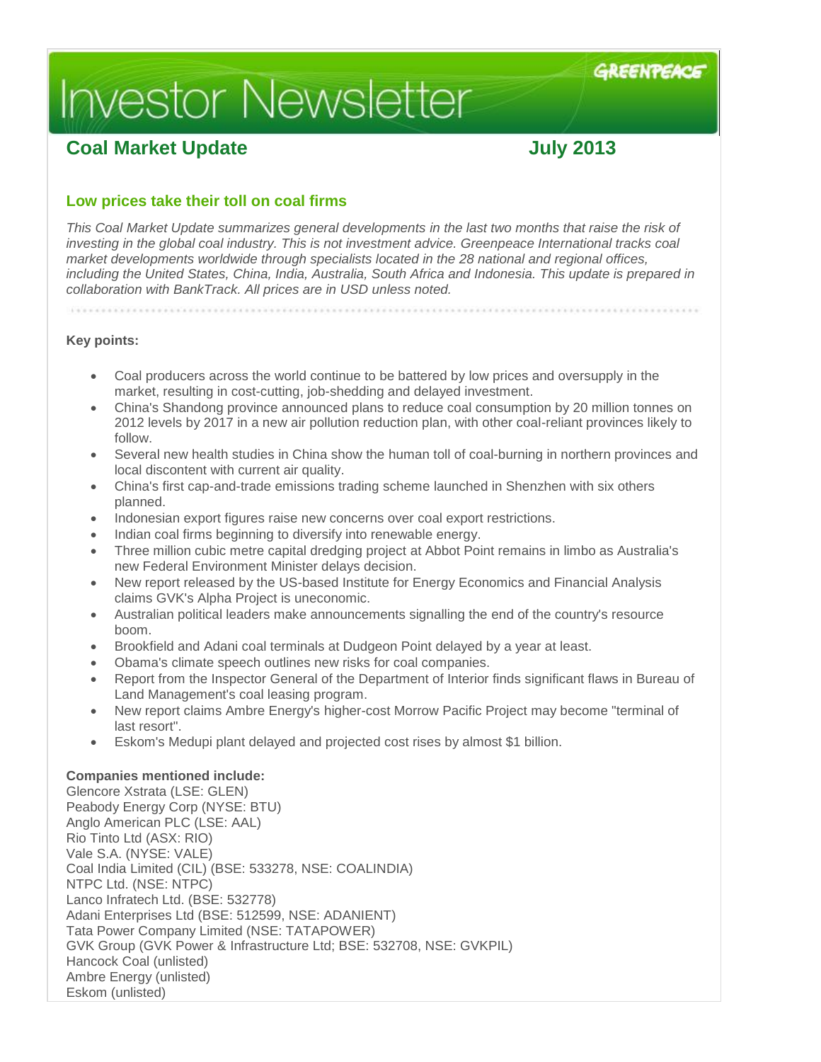# Investor Newsletter

GREENPEACE

## Coal Market Update — July 2013

### Low prices take their toll on coal firms

*This Coal Market Update summarizes general developments in the last two months that raise the risk of investing in the global coal industry. This is not investment advice. Greenpeace International tracks coal market developments worldwide through specialists located in the 28 national and regional offices, including the United States, China, India, Australia, South Africa and Indonesia. This update is prepared in collaboration with BankTrack. All prices are in USD unless noted.*

**Key points:**

- Coal producers across the world continue to be battered by low prices and oversupply in the market, resulting in cost-cutting, job-shedding and delayed investment.
- China's Shandong province announced plans to reduce coal consumption by 20 million tonnes on 2012 levels by 2017 in a new air pollution reduction plan, with other coal-reliant provinces likely to follow.
- Several new health studies in China show the human toll of coal-burning in northern provinces and local discontent with current air quality.
- China's first cap-and-trade emissions trading scheme launched in Shenzhen with six others planned.
- Indonesian export figures raise new concerns over coal export restrictions.
- Indian coal firms beginning to diversify into renewable energy.
- Three million cubic metre capital dredging project at Abbot Point remains in limbo as Australia's new Federal Environment Minister delays decision.
- New report released by the US-based Institute for Energy Economics and Financial Analysis claims GVK's Alpha Project is uneconomic.
- Australian political leaders make announcements signalling the end of the country's resource boom.
- Brookfield and Adani coal terminals at Dudgeon Point delayed by a year at least.
- Obama's climate speech outlines new risks for coal companies.
- Report from the Inspector General of the Department of Interior finds significant flaws in Bureau of Land Management's coal leasing program.
- New report claims Ambre Energy's higher-cost Morrow Pacific Project may become "terminal of last resort".
- Eskom's Medupi plant delayed and projected cost rises by almost $1 billion.

**Companies mentioned include:**

Glencore Xstrata (LSE: GLEN)
Peabody Energy Corp (NYSE: BTU)
Anglo American PLC (LSE: AAL)
Rio Tinto Ltd (ASX: RIO)
Vale S.A. (NYSE: VALE)
Coal India Limited (CIL) (BSE: 533278, NSE: COALINDIA)
NTPC Ltd. (NSE: NTPC)
Lanco Infratech Ltd. (BSE: 532778)
Adani Enterprises Ltd (BSE: 512599, NSE: ADANIENT)
Tata Power Company Limited (NSE: TATAPOWER)
GVK Group (GVK Power & Infrastructure Ltd; BSE: 532708, NSE: GVKPIL)
Hancock Coal (unlisted)
Ambre Energy (unlisted)
Eskom (unlisted)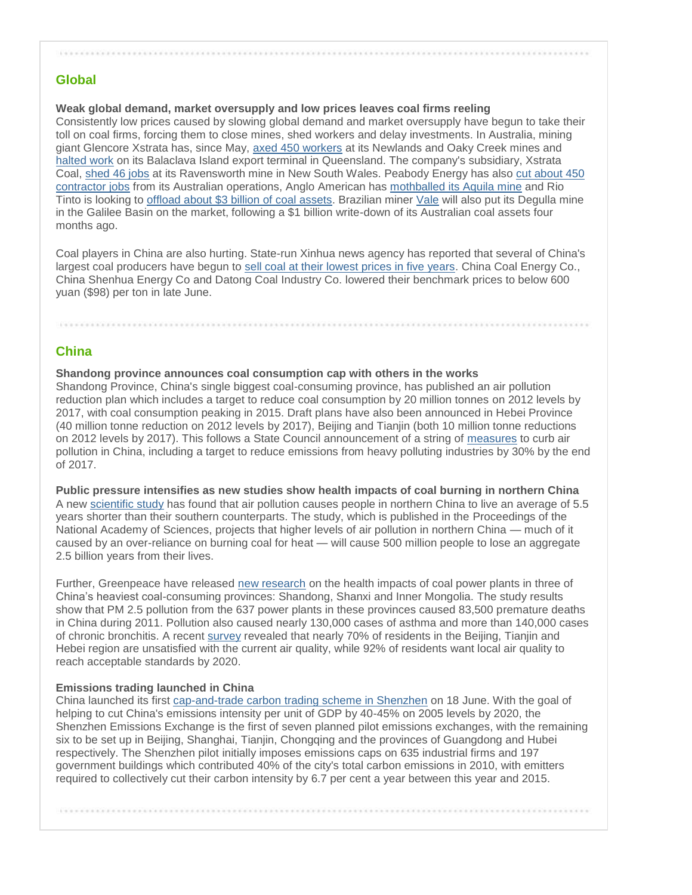## Global

**Weak global demand, market oversupply and low prices leaves coal firms reeling**

Consistently low prices caused by slowing global demand and market oversupply have begun to take their toll on coal firms, forcing them to close mines, shed workers and delay investments. In Australia, mining giant Glencore Xstrata has, since May, axed 450 workers at its Newlands and Oaky Creek mines and halted work on its Balaclava Island export terminal in Queensland. The company's subsidiary, Xstrata Coal, shed 46 jobs at its Ravensworth mine in New South Wales. Peabody Energy has also cut about 450 contractor jobs from its Australian operations, Anglo American has mothballed its Aquila mine and Rio Tinto is looking to offload about $3 billion of coal assets. Brazilian miner Vale will also put its Degulla mine in the Galilee Basin on the market, following a $1 billion write-down of its Australian coal assets four months ago.

Coal players in China are also hurting. State-run Xinhua news agency has reported that several of China's largest coal producers have begun to sell coal at their lowest prices in five years. China Coal Energy Co., China Shenhua Energy Co and Datong Coal Industry Co. lowered their benchmark prices to below 600 yuan ($98) per ton in late June.

## China

**Shandong province announces coal consumption cap with others in the works**

Shandong Province, China's single biggest coal-consuming province, has published an air pollution reduction plan which includes a target to reduce coal consumption by 20 million tonnes on 2012 levels by 2017, with coal consumption peaking in 2015. Draft plans have also been announced in Hebei Province (40 million tonne reduction on 2012 levels by 2017), Beijing and Tianjin (both 10 million tonne reductions on 2012 levels by 2017). This follows a State Council announcement of a string of measures to curb air pollution in China, including a target to reduce emissions from heavy polluting industries by 30% by the end of 2017.

**Public pressure intensifies as new studies show health impacts of coal burning in northern China**

A new scientific study has found that air pollution causes people in northern China to live an average of 5.5 years shorter than their southern counterparts. The study, which is published in the Proceedings of the National Academy of Sciences, projects that higher levels of air pollution in northern China — much of it caused by an over-reliance on burning coal for heat — will cause 500 million people to lose an aggregate 2.5 billion years from their lives.

Further, Greenpeace have released new research on the health impacts of coal power plants in three of China's heaviest coal-consuming provinces: Shandong, Shanxi and Inner Mongolia. The study results show that PM 2.5 pollution from the 637 power plants in these provinces caused 83,500 premature deaths in China during 2011. Pollution also caused nearly 130,000 cases of asthma and more than 140,000 cases of chronic bronchitis. A recent survey revealed that nearly 70% of residents in the Beijing, Tianjin and Hebei region are unsatisfied with the current air quality, while 92% of residents want local air quality to reach acceptable standards by 2020.

**Emissions trading launched in China**

China launched its first cap-and-trade carbon trading scheme in Shenzhen on 18 June. With the goal of helping to cut China's emissions intensity per unit of GDP by 40-45% on 2005 levels by 2020, the Shenzhen Emissions Exchange is the first of seven planned pilot emissions exchanges, with the remaining six to be set up in Beijing, Shanghai, Tianjin, Chongqing and the provinces of Guangdong and Hubei respectively. The Shenzhen pilot initially imposes emissions caps on 635 industrial firms and 197 government buildings which contributed 40% of the city's total carbon emissions in 2010, with emitters required to collectively cut their carbon intensity by 6.7 per cent a year between this year and 2015.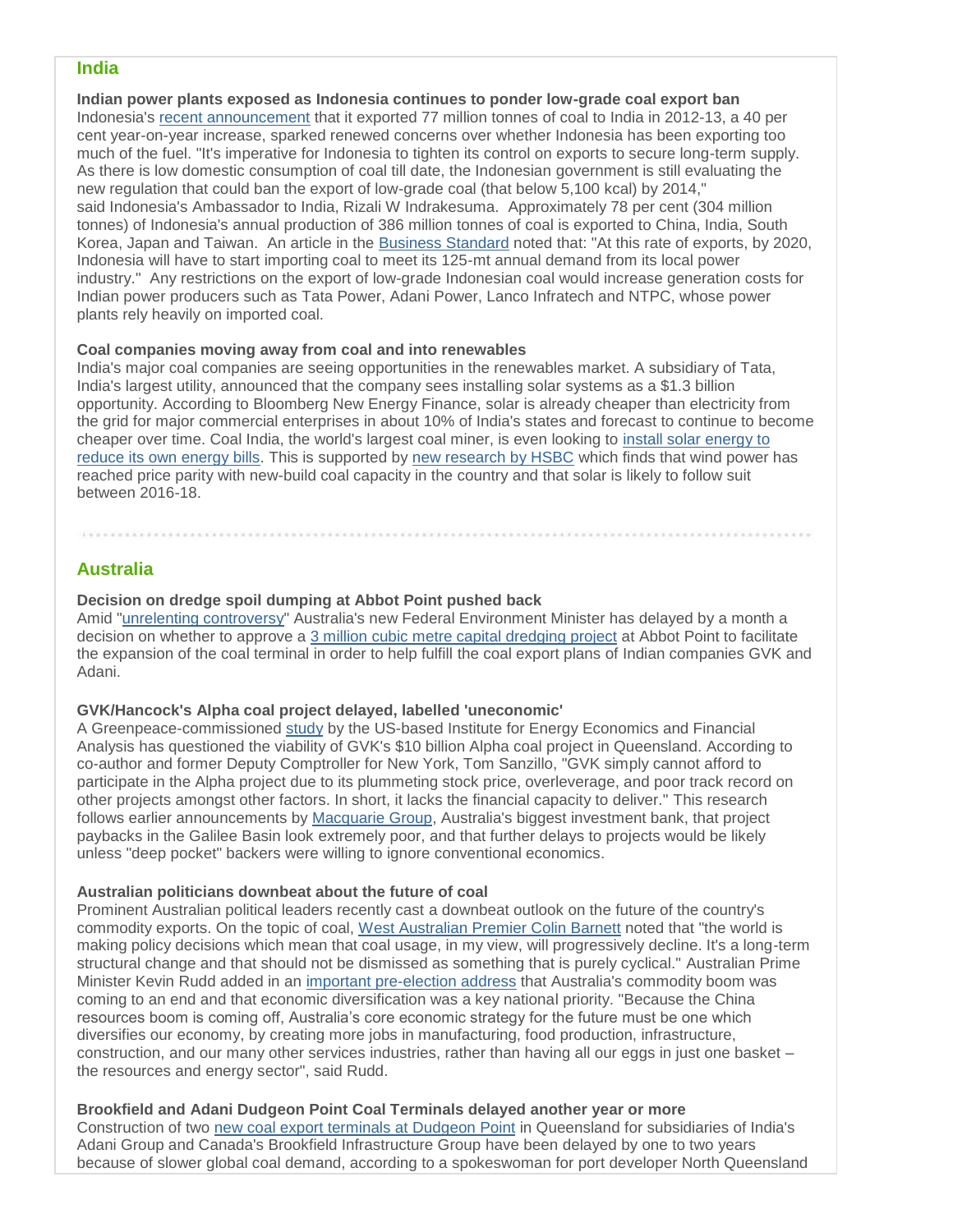## India

**Indian power plants exposed as Indonesia continues to ponder low-grade coal export ban**
Indonesia's recent announcement that it exported 77 million tonnes of coal to India in 2012-13, a 40 per cent year-on-year increase, sparked renewed concerns over whether Indonesia has been exporting too much of the fuel. "It's imperative for Indonesia to tighten its control on exports to secure long-term supply. As there is low domestic consumption of coal till date, the Indonesian government is still evaluating the new regulation that could ban the export of low-grade coal (that below 5,100 kcal) by 2014," said Indonesia's Ambassador to India, Rizali W Indrakesuma. Approximately 78 per cent (304 million tonnes) of Indonesia's annual production of 386 million tonnes of coal is exported to China, India, South Korea, Japan and Taiwan. An article in the Business Standard noted that: "At this rate of exports, by 2020, Indonesia will have to start importing coal to meet its 125-mt annual demand from its local power industry." Any restrictions on the export of low-grade Indonesian coal would increase generation costs for Indian power producers such as Tata Power, Adani Power, Lanco Infratech and NTPC, whose power plants rely heavily on imported coal.

**Coal companies moving away from coal and into renewables**
India's major coal companies are seeing opportunities in the renewables market. A subsidiary of Tata, India's largest utility, announced that the company sees installing solar systems as a $1.3 billion opportunity. According to Bloomberg New Energy Finance, solar is already cheaper than electricity from the grid for major commercial enterprises in about 10% of India's states and forecast to continue to become cheaper over time. Coal India, the world's largest coal miner, is even looking to install solar energy to reduce its own energy bills. This is supported by new research by HSBC which finds that wind power has reached price parity with new-build coal capacity in the country and that solar is likely to follow suit between 2016-18.

## Australia

**Decision on dredge spoil dumping at Abbot Point pushed back**
Amid "unrelenting controversy" Australia's new Federal Environment Minister has delayed by a month a decision on whether to approve a 3 million cubic metre capital dredging project at Abbot Point to facilitate the expansion of the coal terminal in order to help fulfill the coal export plans of Indian companies GVK and Adani.

**GVK/Hancock's Alpha coal project delayed, labelled 'uneconomic'**
A Greenpeace-commissioned study by the US-based Institute for Energy Economics and Financial Analysis has questioned the viability of GVK's $10 billion Alpha coal project in Queensland. According to co-author and former Deputy Comptroller for New York, Tom Sanzillo, "GVK simply cannot afford to participate in the Alpha project due to its plummeting stock price, overleverage, and poor track record on other projects amongst other factors. In short, it lacks the financial capacity to deliver." This research follows earlier announcements by Macquarie Group, Australia's biggest investment bank, that project paybacks in the Galilee Basin look extremely poor, and that further delays to projects would be likely unless "deep pocket" backers were willing to ignore conventional economics.

**Australian politicians downbeat about the future of coal**
Prominent Australian political leaders recently cast a downbeat outlook on the future of the country's commodity exports. On the topic of coal, West Australian Premier Colin Barnett noted that "the world is making policy decisions which mean that coal usage, in my view, will progressively decline. It's a long-term structural change and that should not be dismissed as something that is purely cyclical." Australian Prime Minister Kevin Rudd added in an important pre-election address that Australia's commodity boom was coming to an end and that economic diversification was a key national priority. "Because the China resources boom is coming off, Australia's core economic strategy for the future must be one which diversifies our economy, by creating more jobs in manufacturing, food production, infrastructure, construction, and our many other services industries, rather than having all our eggs in just one basket – the resources and energy sector", said Rudd.

**Brookfield and Adani Dudgeon Point Coal Terminals delayed another year or more**
Construction of two new coal export terminals at Dudgeon Point in Queensland for subsidiaries of India's Adani Group and Canada's Brookfield Infrastructure Group have been delayed by one to two years because of slower global coal demand, according to a spokeswoman for port developer North Queensland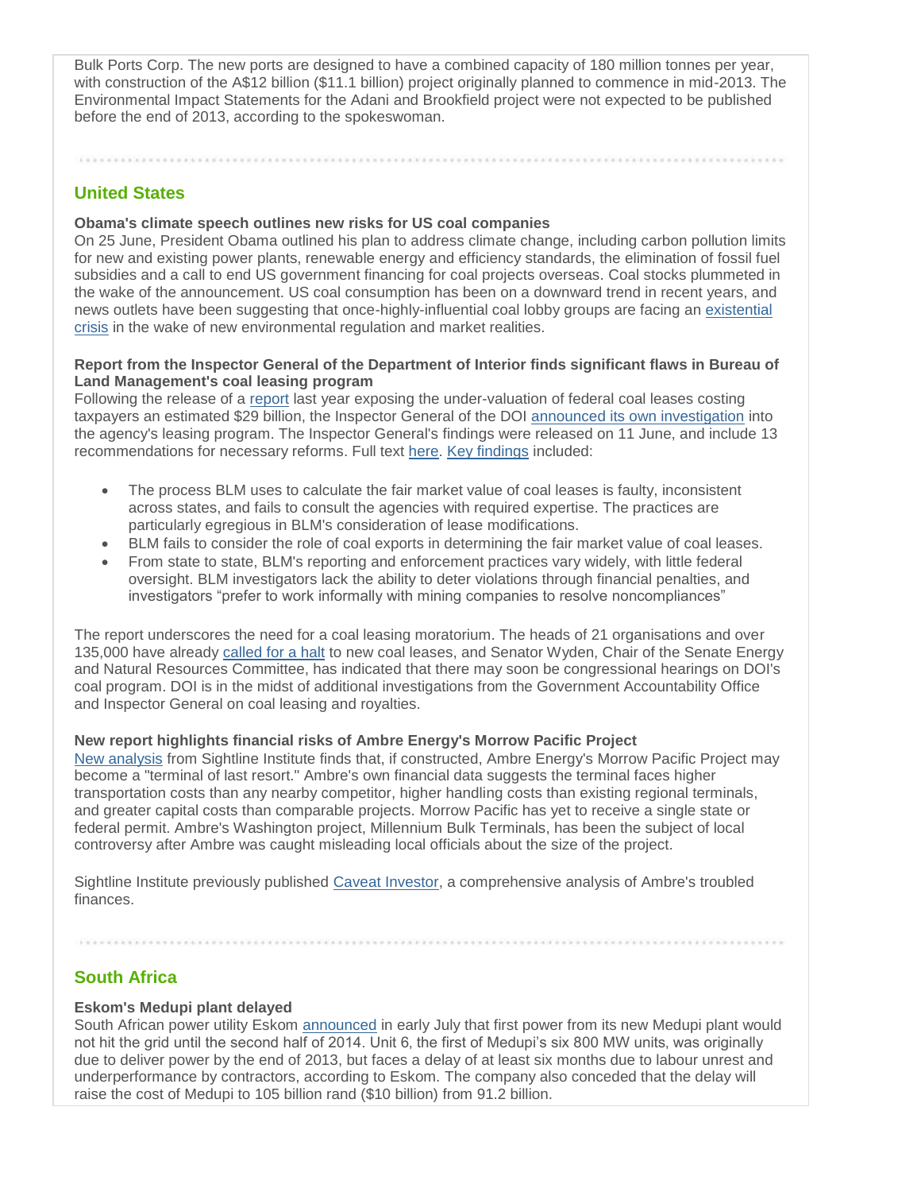Bulk Ports Corp. The new ports are designed to have a combined capacity of 180 million tonnes per year, with construction of the A$12 billion ($11.1 billion) project originally planned to commence in mid-2013. The Environmental Impact Statements for the Adani and Brookfield project were not expected to be published before the end of 2013, according to the spokeswoman.

## United States

**Obama's climate speech outlines new risks for US coal companies**

On 25 June, President Obama outlined his plan to address climate change, including carbon pollution limits for new and existing power plants, renewable energy and efficiency standards, the elimination of fossil fuel subsidies and a call to end US government financing for coal projects overseas. Coal stocks plummeted in the wake of the announcement. US coal consumption has been on a downward trend in recent years, and news outlets have been suggesting that once-highly-influential coal lobby groups are facing an existential crisis in the wake of new environmental regulation and market realities.

**Report from the Inspector General of the Department of Interior finds significant flaws in Bureau of Land Management's coal leasing program**

Following the release of a report last year exposing the under-valuation of federal coal leases costing taxpayers an estimated $29 billion, the Inspector General of the DOI announced its own investigation into the agency's leasing program. The Inspector General's findings were released on 11 June, and include 13 recommendations for necessary reforms. Full text here. Key findings included:

- The process BLM uses to calculate the fair market value of coal leases is faulty, inconsistent across states, and fails to consult the agencies with required expertise. The practices are particularly egregious in BLM's consideration of lease modifications.
- BLM fails to consider the role of coal exports in determining the fair market value of coal leases.
- From state to state, BLM's reporting and enforcement practices vary widely, with little federal oversight. BLM investigators lack the ability to deter violations through financial penalties, and investigators "prefer to work informally with mining companies to resolve noncompliances"

The report underscores the need for a coal leasing moratorium. The heads of 21 organisations and over 135,000 have already called for a halt to new coal leases, and Senator Wyden, Chair of the Senate Energy and Natural Resources Committee, has indicated that there may soon be congressional hearings on DOI's coal program. DOI is in the midst of additional investigations from the Government Accountability Office and Inspector General on coal leasing and royalties.

**New report highlights financial risks of Ambre Energy's Morrow Pacific Project**

New analysis from Sightline Institute finds that, if constructed, Ambre Energy's Morrow Pacific Project may become a "terminal of last resort." Ambre's own financial data suggests the terminal faces higher transportation costs than any nearby competitor, higher handling costs than existing regional terminals, and greater capital costs than comparable projects. Morrow Pacific has yet to receive a single state or federal permit. Ambre's Washington project, Millennium Bulk Terminals, has been the subject of local controversy after Ambre was caught misleading local officials about the size of the project.

Sightline Institute previously published Caveat Investor, a comprehensive analysis of Ambre's troubled finances.

## South Africa

**Eskom's Medupi plant delayed**

South African power utility Eskom announced in early July that first power from its new Medupi plant would not hit the grid until the second half of 2014. Unit 6, the first of Medupi's six 800 MW units, was originally due to deliver power by the end of 2013, but faces a delay of at least six months due to labour unrest and underperformance by contractors, according to Eskom. The company also conceded that the delay will raise the cost of Medupi to 105 billion rand ($10 billion) from 91.2 billion.